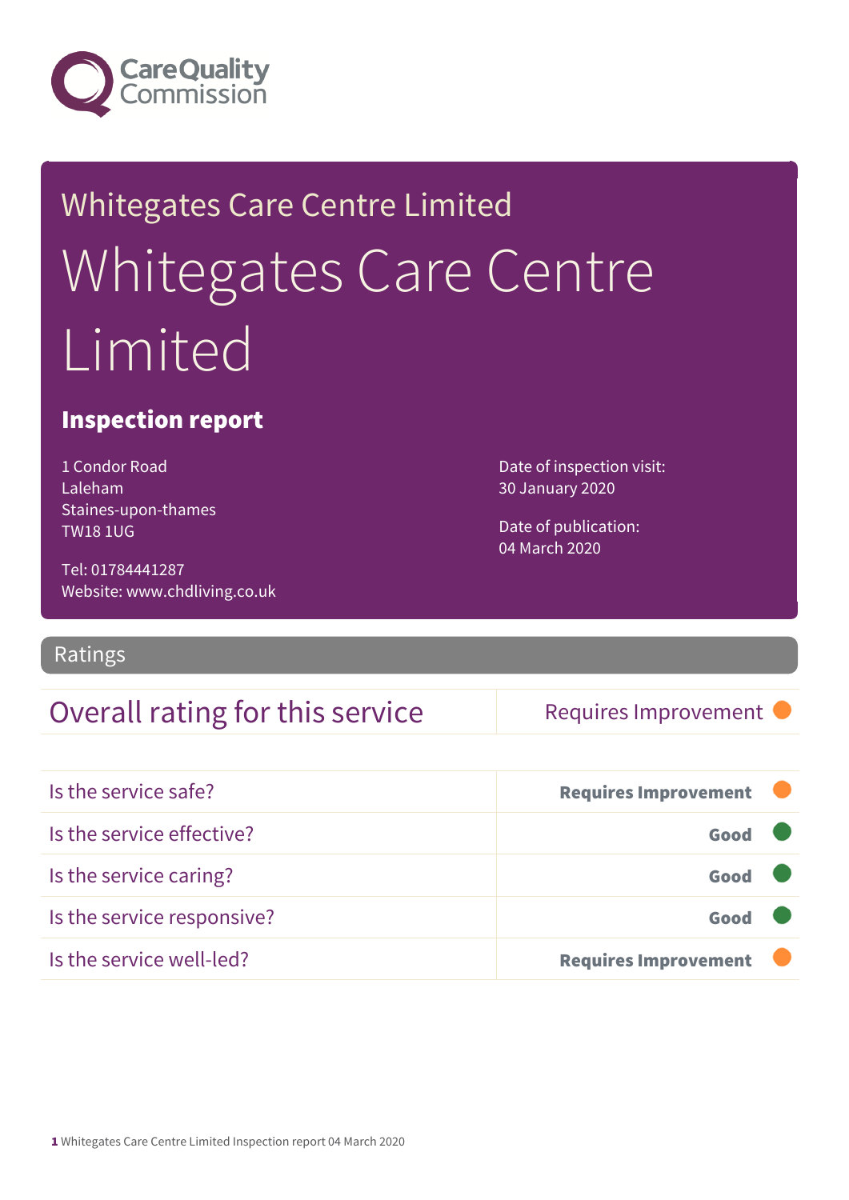Care Quality Commission

Whitegates Care Centre Limited

# Whitegates Care Centre Limited

## Inspection report

1 Condor Road
Laleham
Staines-upon-thames
TW18 1UG

Tel: 01784441287
Website: www.chdliving.co.uk

Date of inspection visit:
30 January 2020

Date of publication:
04 March 2020

## Ratings

| Overall rating for this service | Requires Improvement |
|---|---|

| | |
|---|---|
| Is the service safe? | **Requires Improvement** |
| Is the service effective? | **Good** |
| Is the service caring? | **Good** |
| Is the service responsive? | **Good** |
| Is the service well-led? | **Requires Improvement** |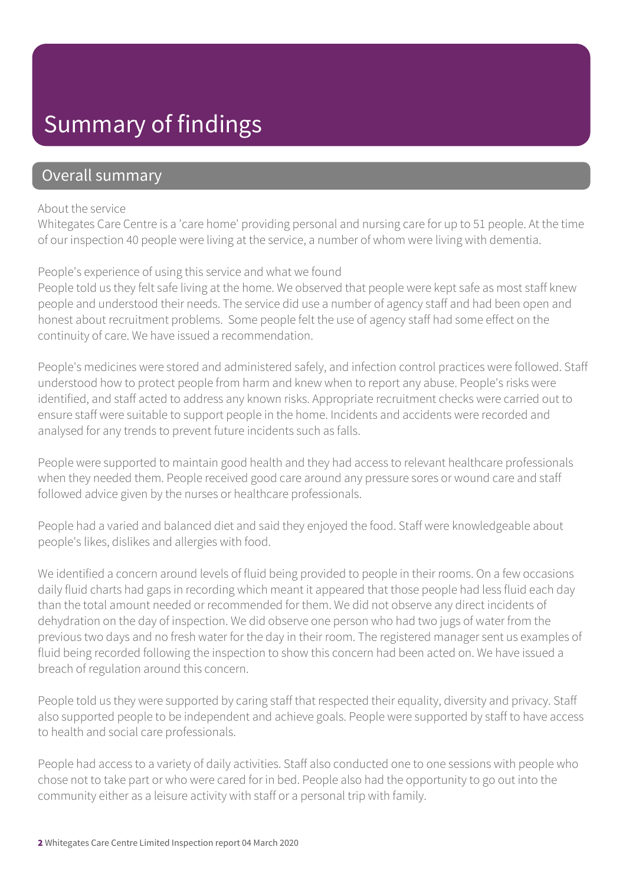# Summary of findings

## Overall summary

About the service

Whitegates Care Centre is a 'care home' providing personal and nursing care for up to 51 people. At the time of our inspection 40 people were living at the service, a number of whom were living with dementia.

People's experience of using this service and what we found

People told us they felt safe living at the home. We observed that people were kept safe as most staff knew people and understood their needs. The service did use a number of agency staff and had been open and honest about recruitment problems. Some people felt the use of agency staff had some effect on the continuity of care. We have issued a recommendation.

People's medicines were stored and administered safely, and infection control practices were followed. Staff understood how to protect people from harm and knew when to report any abuse. People's risks were identified, and staff acted to address any known risks. Appropriate recruitment checks were carried out to ensure staff were suitable to support people in the home. Incidents and accidents were recorded and analysed for any trends to prevent future incidents such as falls.

People were supported to maintain good health and they had access to relevant healthcare professionals when they needed them. People received good care around any pressure sores or wound care and staff followed advice given by the nurses or healthcare professionals.

People had a varied and balanced diet and said they enjoyed the food. Staff were knowledgeable about people's likes, dislikes and allergies with food.

We identified a concern around levels of fluid being provided to people in their rooms. On a few occasions daily fluid charts had gaps in recording which meant it appeared that those people had less fluid each day than the total amount needed or recommended for them. We did not observe any direct incidents of dehydration on the day of inspection. We did observe one person who had two jugs of water from the previous two days and no fresh water for the day in their room. The registered manager sent us examples of fluid being recorded following the inspection to show this concern had been acted on. We have issued a breach of regulation around this concern.

People told us they were supported by caring staff that respected their equality, diversity and privacy. Staff also supported people to be independent and achieve goals. People were supported by staff to have access to health and social care professionals.

People had access to a variety of daily activities. Staff also conducted one to one sessions with people who chose not to take part or who were cared for in bed. People also had the opportunity to go out into the community either as a leisure activity with staff or a personal trip with family.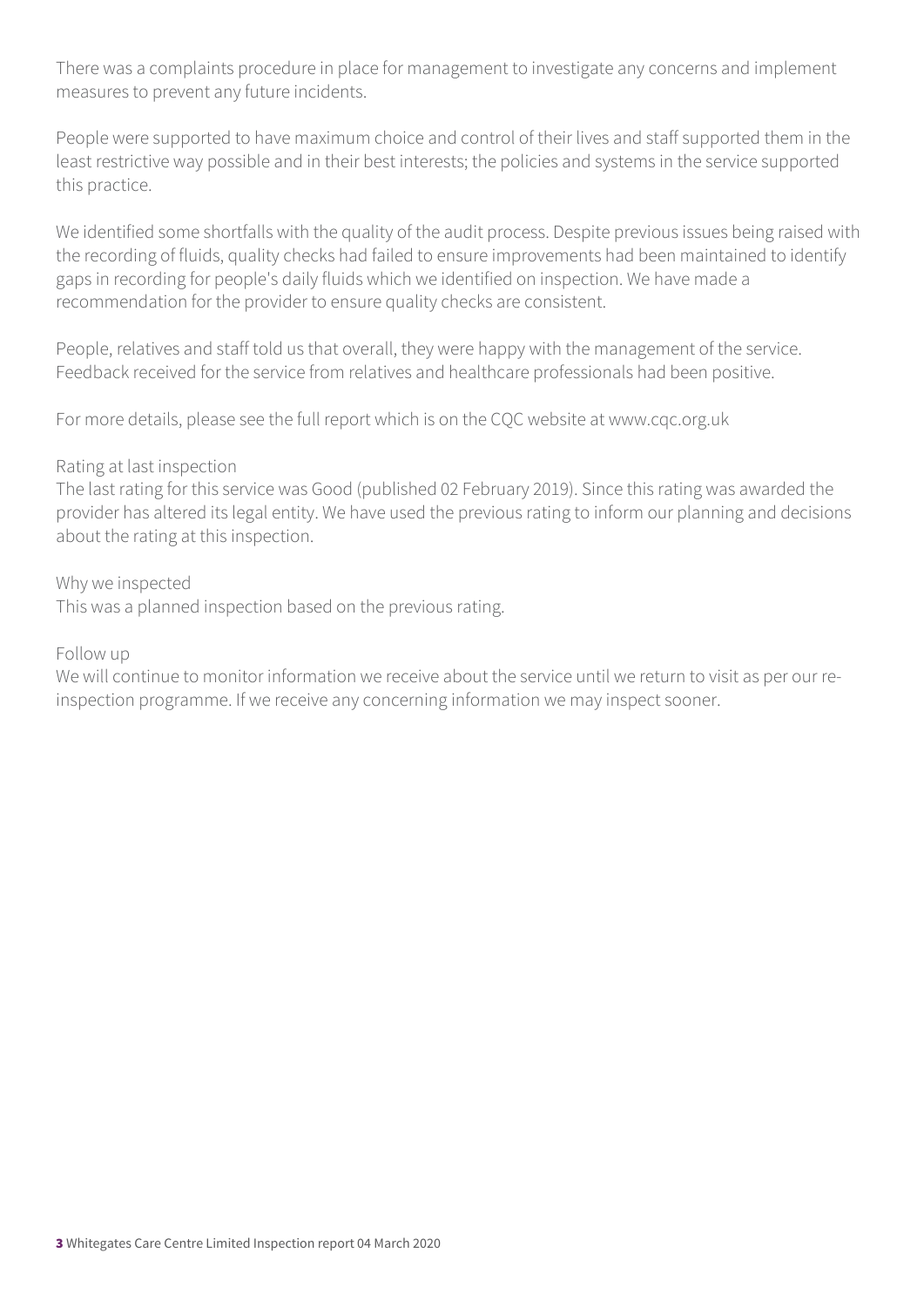There was a complaints procedure in place for management to investigate any concerns and implement measures to prevent any future incidents.

People were supported to have maximum choice and control of their lives and staff supported them in the least restrictive way possible and in their best interests; the policies and systems in the service supported this practice.

We identified some shortfalls with the quality of the audit process. Despite previous issues being raised with the recording of fluids, quality checks had failed to ensure improvements had been maintained to identify gaps in recording for people's daily fluids which we identified on inspection. We have made a recommendation for the provider to ensure quality checks are consistent.

People, relatives and staff told us that overall, they were happy with the management of the service. Feedback received for the service from relatives and healthcare professionals had been positive.

For more details, please see the full report which is on the CQC website at www.cqc.org.uk

Rating at last inspection
The last rating for this service was Good (published 02 February 2019). Since this rating was awarded the provider has altered its legal entity. We have used the previous rating to inform our planning and decisions about the rating at this inspection.

Why we inspected
This was a planned inspection based on the previous rating.

Follow up
We will continue to monitor information we receive about the service until we return to visit as per our re-inspection programme. If we receive any concerning information we may inspect sooner.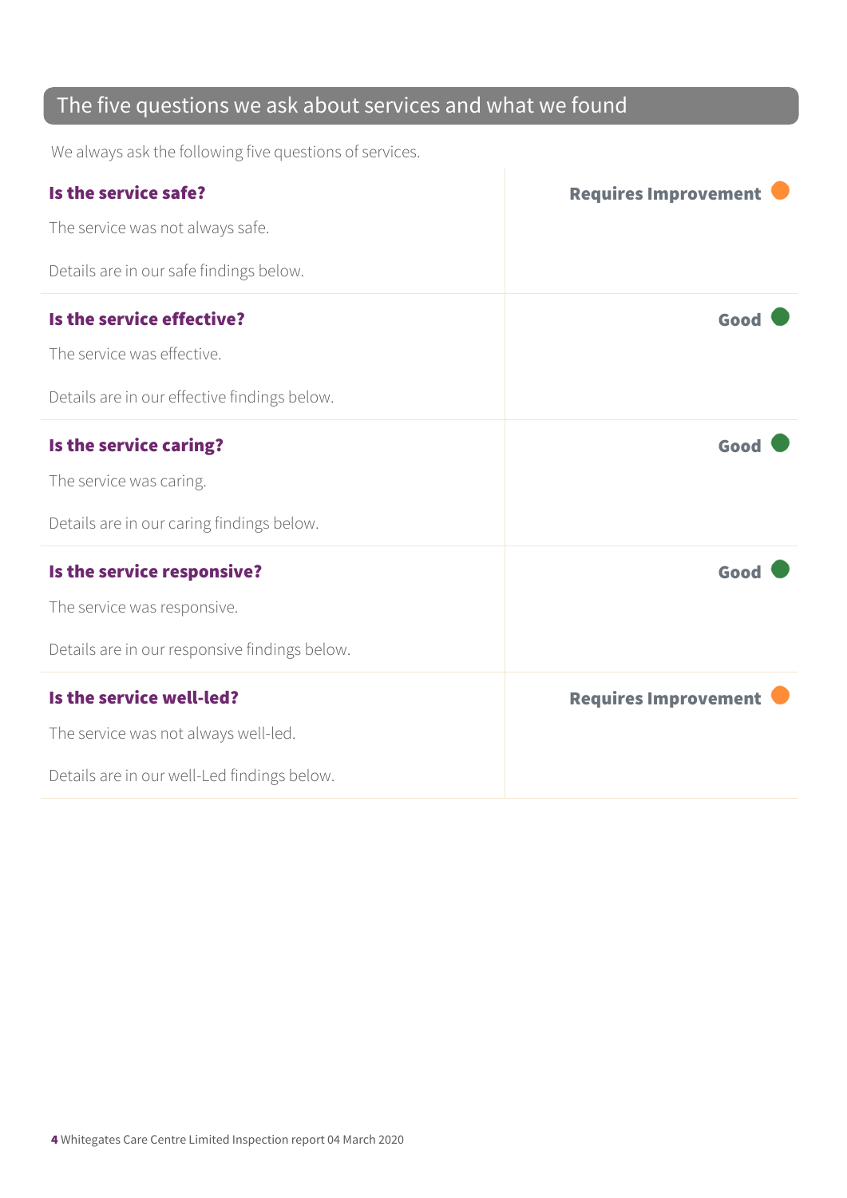## The five questions we ask about services and what we found

We always ask the following five questions of services.

### Is the service safe?

**Requires Improvement**

The service was not always safe.

Details are in our safe findings below.

### Is the service effective?

**Good**

The service was effective.

Details are in our effective findings below.

### Is the service caring?

**Good**

The service was caring.

Details are in our caring findings below.

### Is the service responsive?

**Good**

The service was responsive.

Details are in our responsive findings below.

### Is the service well-led?

**Requires Improvement**

The service was not always well-led.

Details are in our well-Led findings below.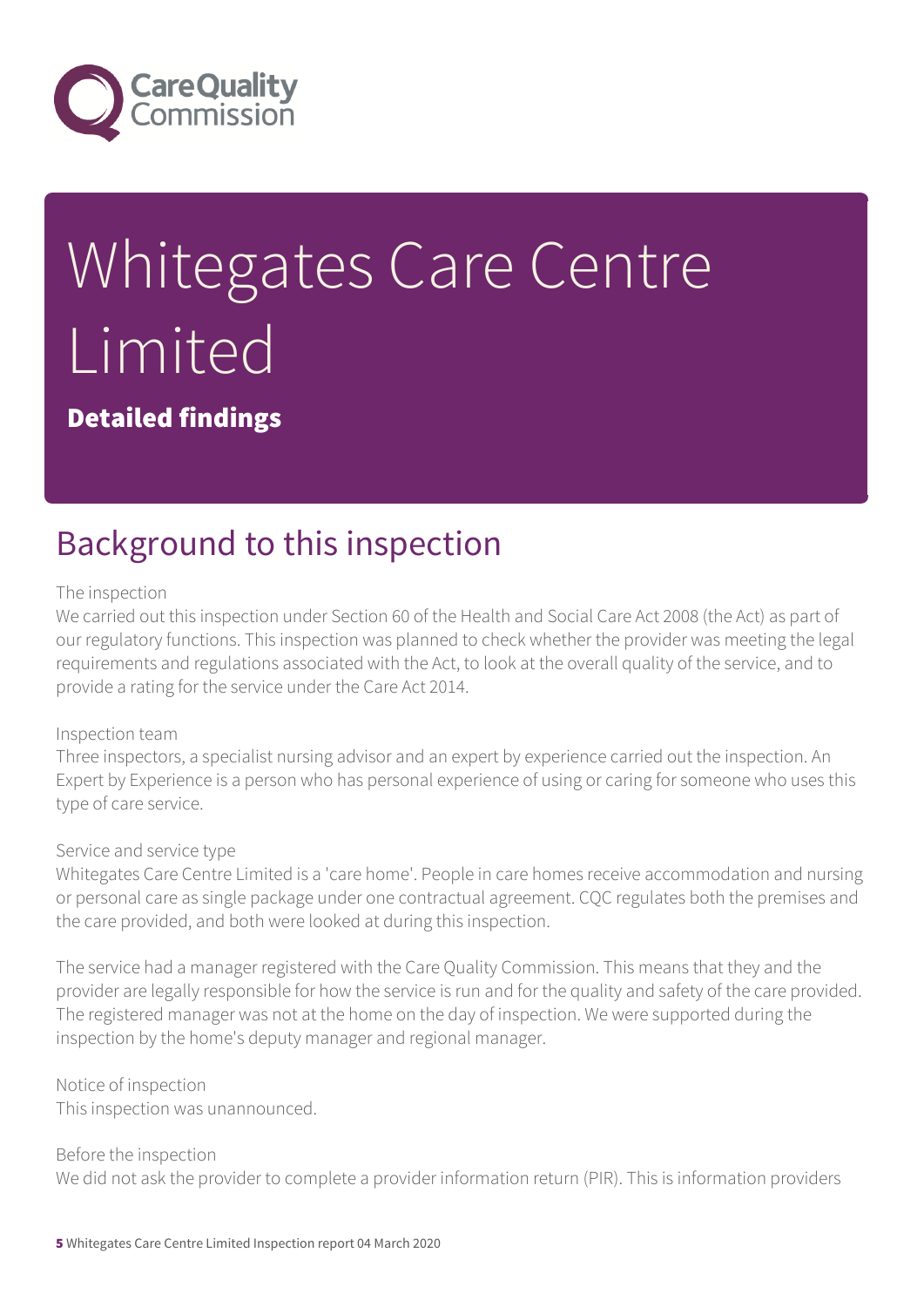# Whitegates Care Centre Limited

**Detailed findings**

## Background to this inspection

The inspection
We carried out this inspection under Section 60 of the Health and Social Care Act 2008 (the Act) as part of our regulatory functions. This inspection was planned to check whether the provider was meeting the legal requirements and regulations associated with the Act, to look at the overall quality of the service, and to provide a rating for the service under the Care Act 2014.

Inspection team
Three inspectors, a specialist nursing advisor and an expert by experience carried out the inspection. An Expert by Experience is a person who has personal experience of using or caring for someone who uses this type of care service.

Service and service type
Whitegates Care Centre Limited is a 'care home'. People in care homes receive accommodation and nursing or personal care as single package under one contractual agreement. CQC regulates both the premises and the care provided, and both were looked at during this inspection.

The service had a manager registered with the Care Quality Commission. This means that they and the provider are legally responsible for how the service is run and for the quality and safety of the care provided. The registered manager was not at the home on the day of inspection. We were supported during the inspection by the home's deputy manager and regional manager.

Notice of inspection
This inspection was unannounced.

Before the inspection
We did not ask the provider to complete a provider information return (PIR). This is information providers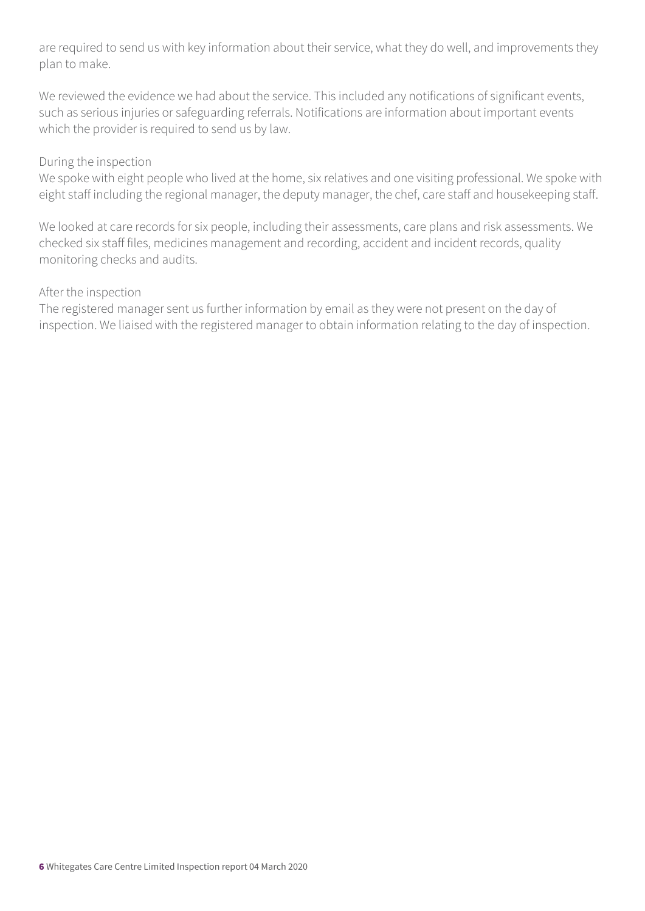are required to send us with key information about their service, what they do well, and improvements they plan to make.

We reviewed the evidence we had about the service. This included any notifications of significant events, such as serious injuries or safeguarding referrals. Notifications are information about important events which the provider is required to send us by law.

During the inspection
We spoke with eight people who lived at the home, six relatives and one visiting professional. We spoke with eight staff including the regional manager, the deputy manager, the chef, care staff and housekeeping staff.

We looked at care records for six people, including their assessments, care plans and risk assessments. We checked six staff files, medicines management and recording, accident and incident records, quality monitoring checks and audits.

After the inspection
The registered manager sent us further information by email as they were not present on the day of inspection. We liaised with the registered manager to obtain information relating to the day of inspection.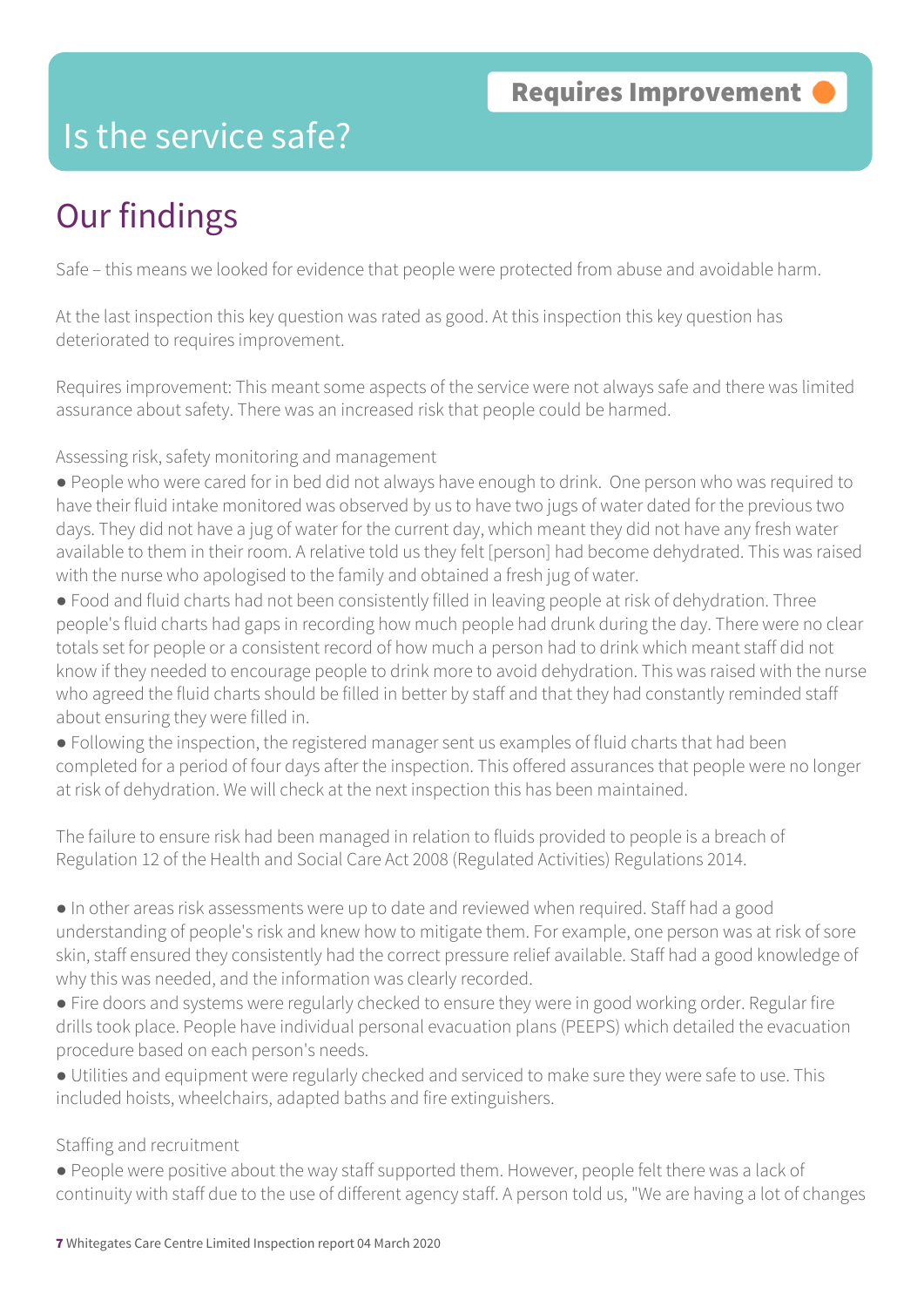# Is the service safe?

**Requires Improvement**

## Our findings

Safe – this means we looked for evidence that people were protected from abuse and avoidable harm.

At the last inspection this key question was rated as good. At this inspection this key question has deteriorated to requires improvement.

Requires improvement: This meant some aspects of the service were not always safe and there was limited assurance about safety. There was an increased risk that people could be harmed.

Assessing risk, safety monitoring and management

- People who were cared for in bed did not always have enough to drink. One person who was required to have their fluid intake monitored was observed by us to have two jugs of water dated for the previous two days. They did not have a jug of water for the current day, which meant they did not have any fresh water available to them in their room. A relative told us they felt [person] had become dehydrated. This was raised with the nurse who apologised to the family and obtained a fresh jug of water.
- Food and fluid charts had not been consistently filled in leaving people at risk of dehydration. Three people's fluid charts had gaps in recording how much people had drunk during the day. There were no clear totals set for people or a consistent record of how much a person had to drink which meant staff did not know if they needed to encourage people to drink more to avoid dehydration. This was raised with the nurse who agreed the fluid charts should be filled in better by staff and that they had constantly reminded staff about ensuring they were filled in.
- Following the inspection, the registered manager sent us examples of fluid charts that had been completed for a period of four days after the inspection. This offered assurances that people were no longer at risk of dehydration. We will check at the next inspection this has been maintained.

The failure to ensure risk had been managed in relation to fluids provided to people is a breach of Regulation 12 of the Health and Social Care Act 2008 (Regulated Activities) Regulations 2014.

- In other areas risk assessments were up to date and reviewed when required. Staff had a good understanding of people's risk and knew how to mitigate them. For example, one person was at risk of sore skin, staff ensured they consistently had the correct pressure relief available. Staff had a good knowledge of why this was needed, and the information was clearly recorded.
- Fire doors and systems were regularly checked to ensure they were in good working order. Regular fire drills took place. People have individual personal evacuation plans (PEEPS) which detailed the evacuation procedure based on each person's needs.
- Utilities and equipment were regularly checked and serviced to make sure they were safe to use. This included hoists, wheelchairs, adapted baths and fire extinguishers.

Staffing and recruitment

- People were positive about the way staff supported them. However, people felt there was a lack of continuity with staff due to the use of different agency staff. A person told us, "We are having a lot of changes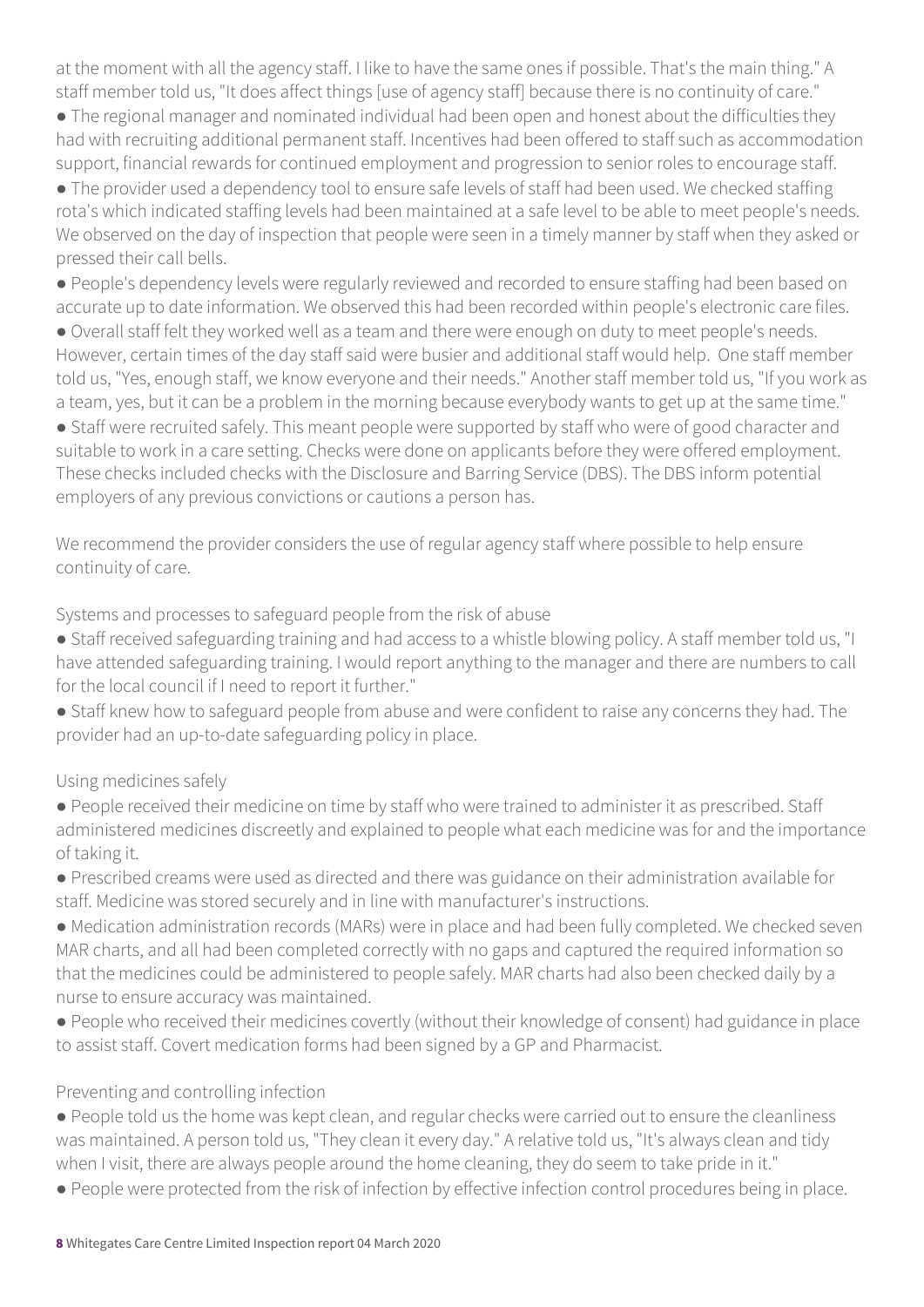at the moment with all the agency staff. I like to have the same ones if possible. That's the main thing." A staff member told us, "It does affect things [use of agency staff] because there is no continuity of care."

- The regional manager and nominated individual had been open and honest about the difficulties they had with recruiting additional permanent staff. Incentives had been offered to staff such as accommodation support, financial rewards for continued employment and progression to senior roles to encourage staff.
- The provider used a dependency tool to ensure safe levels of staff had been used. We checked staffing rota's which indicated staffing levels had been maintained at a safe level to be able to meet people's needs. We observed on the day of inspection that people were seen in a timely manner by staff when they asked or pressed their call bells.
- People's dependency levels were regularly reviewed and recorded to ensure staffing had been based on accurate up to date information. We observed this had been recorded within people's electronic care files.
- Overall staff felt they worked well as a team and there were enough on duty to meet people's needs. However, certain times of the day staff said were busier and additional staff would help. One staff member told us, "Yes, enough staff, we know everyone and their needs." Another staff member told us, "If you work as a team, yes, but it can be a problem in the morning because everybody wants to get up at the same time."
- Staff were recruited safely. This meant people were supported by staff who were of good character and suitable to work in a care setting. Checks were done on applicants before they were offered employment. These checks included checks with the Disclosure and Barring Service (DBS). The DBS inform potential employers of any previous convictions or cautions a person has.

We recommend the provider considers the use of regular agency staff where possible to help ensure continuity of care.

Systems and processes to safeguard people from the risk of abuse

- Staff received safeguarding training and had access to a whistle blowing policy. A staff member told us, "I have attended safeguarding training. I would report anything to the manager and there are numbers to call for the local council if I need to report it further."
- Staff knew how to safeguard people from abuse and were confident to raise any concerns they had. The provider had an up-to-date safeguarding policy in place.

Using medicines safely

- People received their medicine on time by staff who were trained to administer it as prescribed. Staff administered medicines discreetly and explained to people what each medicine was for and the importance of taking it.
- Prescribed creams were used as directed and there was guidance on their administration available for staff. Medicine was stored securely and in line with manufacturer's instructions.
- Medication administration records (MARs) were in place and had been fully completed. We checked seven MAR charts, and all had been completed correctly with no gaps and captured the required information so that the medicines could be administered to people safely. MAR charts had also been checked daily by a nurse to ensure accuracy was maintained.
- People who received their medicines covertly (without their knowledge of consent) had guidance in place to assist staff. Covert medication forms had been signed by a GP and Pharmacist.

Preventing and controlling infection

- People told us the home was kept clean, and regular checks were carried out to ensure the cleanliness was maintained. A person told us, "They clean it every day." A relative told us, "It's always clean and tidy when I visit, there are always people around the home cleaning, they do seem to take pride in it."
- People were protected from the risk of infection by effective infection control procedures being in place.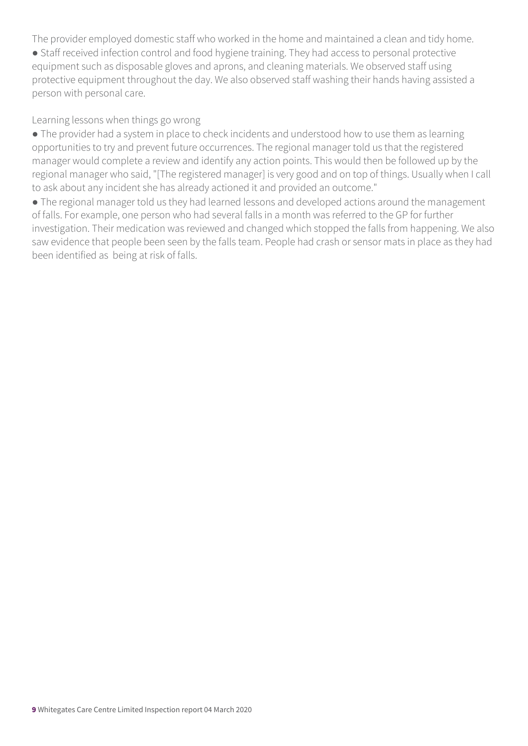The provider employed domestic staff who worked in the home and maintained a clean and tidy home.

- Staff received infection control and food hygiene training. They had access to personal protective equipment such as disposable gloves and aprons, and cleaning materials. We observed staff using protective equipment throughout the day. We also observed staff washing their hands having assisted a person with personal care.

Learning lessons when things go wrong

- The provider had a system in place to check incidents and understood how to use them as learning opportunities to try and prevent future occurrences. The regional manager told us that the registered manager would complete a review and identify any action points. This would then be followed up by the regional manager who said, "[The registered manager] is very good and on top of things. Usually when I call to ask about any incident she has already actioned it and provided an outcome."
- The regional manager told us they had learned lessons and developed actions around the management of falls. For example, one person who had several falls in a month was referred to the GP for further investigation. Their medication was reviewed and changed which stopped the falls from happening. We also saw evidence that people been seen by the falls team. People had crash or sensor mats in place as they had been identified as being at risk of falls.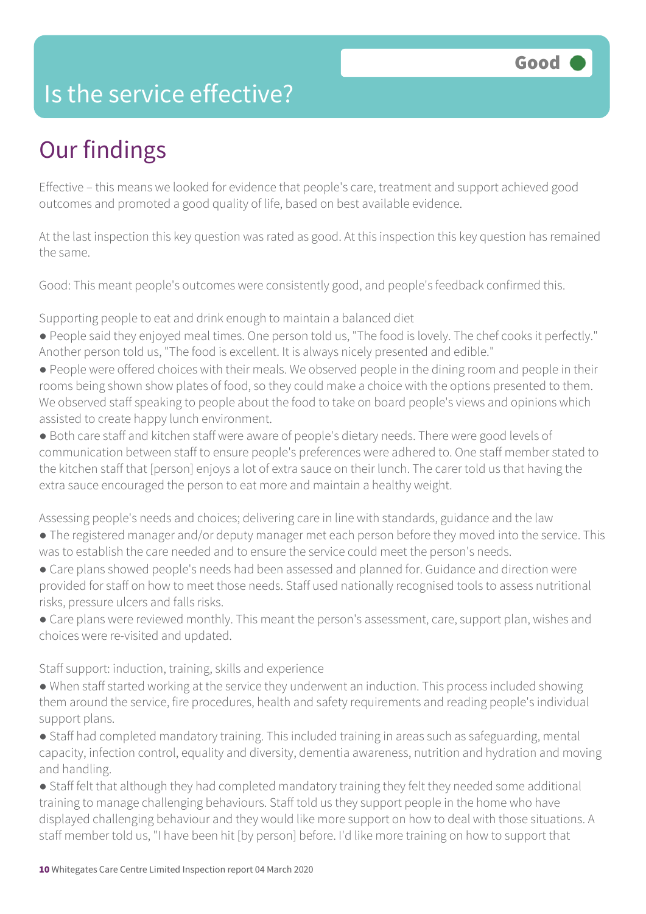# Is the service effective?

**Good**

## Our findings

Effective – this means we looked for evidence that people's care, treatment and support achieved good outcomes and promoted a good quality of life, based on best available evidence.

At the last inspection this key question was rated as good. At this inspection this key question has remained the same.

Good: This meant people's outcomes were consistently good, and people's feedback confirmed this.

Supporting people to eat and drink enough to maintain a balanced diet

- People said they enjoyed meal times. One person told us, "The food is lovely. The chef cooks it perfectly." Another person told us, "The food is excellent. It is always nicely presented and edible."
- People were offered choices with their meals. We observed people in the dining room and people in their rooms being shown show plates of food, so they could make a choice with the options presented to them. We observed staff speaking to people about the food to take on board people's views and opinions which assisted to create happy lunch environment.
- Both care staff and kitchen staff were aware of people's dietary needs. There were good levels of communication between staff to ensure people's preferences were adhered to. One staff member stated to the kitchen staff that [person] enjoys a lot of extra sauce on their lunch. The carer told us that having the extra sauce encouraged the person to eat more and maintain a healthy weight.

Assessing people's needs and choices; delivering care in line with standards, guidance and the law

- The registered manager and/or deputy manager met each person before they moved into the service. This was to establish the care needed and to ensure the service could meet the person's needs.
- Care plans showed people's needs had been assessed and planned for. Guidance and direction were provided for staff on how to meet those needs. Staff used nationally recognised tools to assess nutritional risks, pressure ulcers and falls risks.
- Care plans were reviewed monthly. This meant the person's assessment, care, support plan, wishes and choices were re-visited and updated.

Staff support: induction, training, skills and experience

- When staff started working at the service they underwent an induction. This process included showing them around the service, fire procedures, health and safety requirements and reading people's individual support plans.
- Staff had completed mandatory training. This included training in areas such as safeguarding, mental capacity, infection control, equality and diversity, dementia awareness, nutrition and hydration and moving and handling.
- Staff felt that although they had completed mandatory training they felt they needed some additional training to manage challenging behaviours. Staff told us they support people in the home who have displayed challenging behaviour and they would like more support on how to deal with those situations. A staff member told us, "I have been hit [by person] before. I'd like more training on how to support that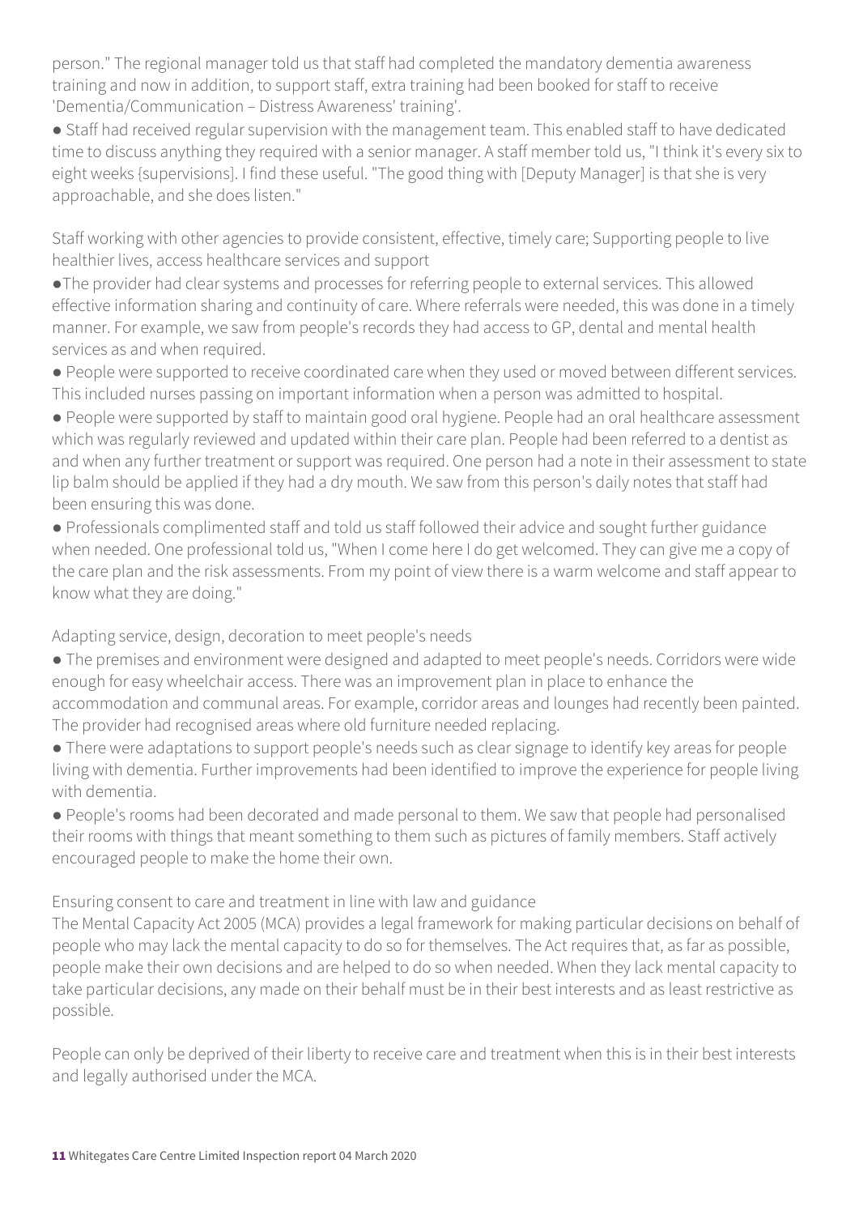person." The regional manager told us that staff had completed the mandatory dementia awareness training and now in addition, to support staff, extra training had been booked for staff to receive 'Dementia/Communication – Distress Awareness' training'.

- Staff had received regular supervision with the management team. This enabled staff to have dedicated time to discuss anything they required with a senior manager. A staff member told us, "I think it's every six to eight weeks {supervisions]. I find these useful. "The good thing with [Deputy Manager] is that she is very approachable, and she does listen."

Staff working with other agencies to provide consistent, effective, timely care; Supporting people to live healthier lives, access healthcare services and support

- The provider had clear systems and processes for referring people to external services. This allowed effective information sharing and continuity of care. Where referrals were needed, this was done in a timely manner. For example, we saw from people's records they had access to GP, dental and mental health services as and when required.
- People were supported to receive coordinated care when they used or moved between different services. This included nurses passing on important information when a person was admitted to hospital.
- People were supported by staff to maintain good oral hygiene. People had an oral healthcare assessment which was regularly reviewed and updated within their care plan. People had been referred to a dentist as and when any further treatment or support was required. One person had a note in their assessment to state lip balm should be applied if they had a dry mouth. We saw from this person's daily notes that staff had been ensuring this was done.
- Professionals complimented staff and told us staff followed their advice and sought further guidance when needed. One professional told us, "When I come here I do get welcomed. They can give me a copy of the care plan and the risk assessments. From my point of view there is a warm welcome and staff appear to know what they are doing."

Adapting service, design, decoration to meet people's needs

- The premises and environment were designed and adapted to meet people's needs. Corridors were wide enough for easy wheelchair access. There was an improvement plan in place to enhance the accommodation and communal areas. For example, corridor areas and lounges had recently been painted. The provider had recognised areas where old furniture needed replacing.
- There were adaptations to support people's needs such as clear signage to identify key areas for people living with dementia. Further improvements had been identified to improve the experience for people living with dementia.
- People's rooms had been decorated and made personal to them. We saw that people had personalised their rooms with things that meant something to them such as pictures of family members. Staff actively encouraged people to make the home their own.

Ensuring consent to care and treatment in line with law and guidance

The Mental Capacity Act 2005 (MCA) provides a legal framework for making particular decisions on behalf of people who may lack the mental capacity to do so for themselves. The Act requires that, as far as possible, people make their own decisions and are helped to do so when needed. When they lack mental capacity to take particular decisions, any made on their behalf must be in their best interests and as least restrictive as possible.

People can only be deprived of their liberty to receive care and treatment when this is in their best interests and legally authorised under the MCA.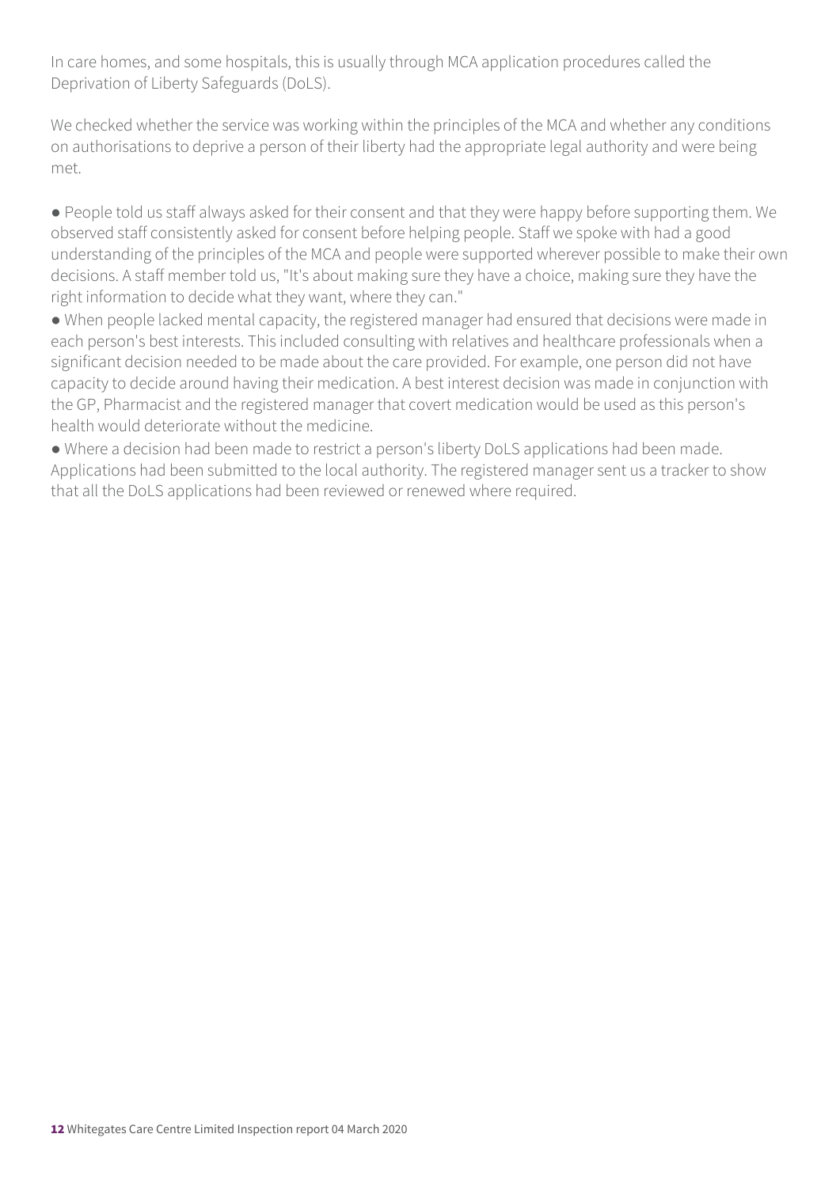In care homes, and some hospitals, this is usually through MCA application procedures called the Deprivation of Liberty Safeguards (DoLS).

We checked whether the service was working within the principles of the MCA and whether any conditions on authorisations to deprive a person of their liberty had the appropriate legal authority and were being met.

- People told us staff always asked for their consent and that they were happy before supporting them. We observed staff consistently asked for consent before helping people. Staff we spoke with had a good understanding of the principles of the MCA and people were supported wherever possible to make their own decisions. A staff member told us, "It's about making sure they have a choice, making sure they have the right information to decide what they want, where they can."
- When people lacked mental capacity, the registered manager had ensured that decisions were made in each person's best interests. This included consulting with relatives and healthcare professionals when a significant decision needed to be made about the care provided. For example, one person did not have capacity to decide around having their medication. A best interest decision was made in conjunction with the GP, Pharmacist and the registered manager that covert medication would be used as this person's health would deteriorate without the medicine.
- Where a decision had been made to restrict a person's liberty DoLS applications had been made. Applications had been submitted to the local authority. The registered manager sent us a tracker to show that all the DoLS applications had been reviewed or renewed where required.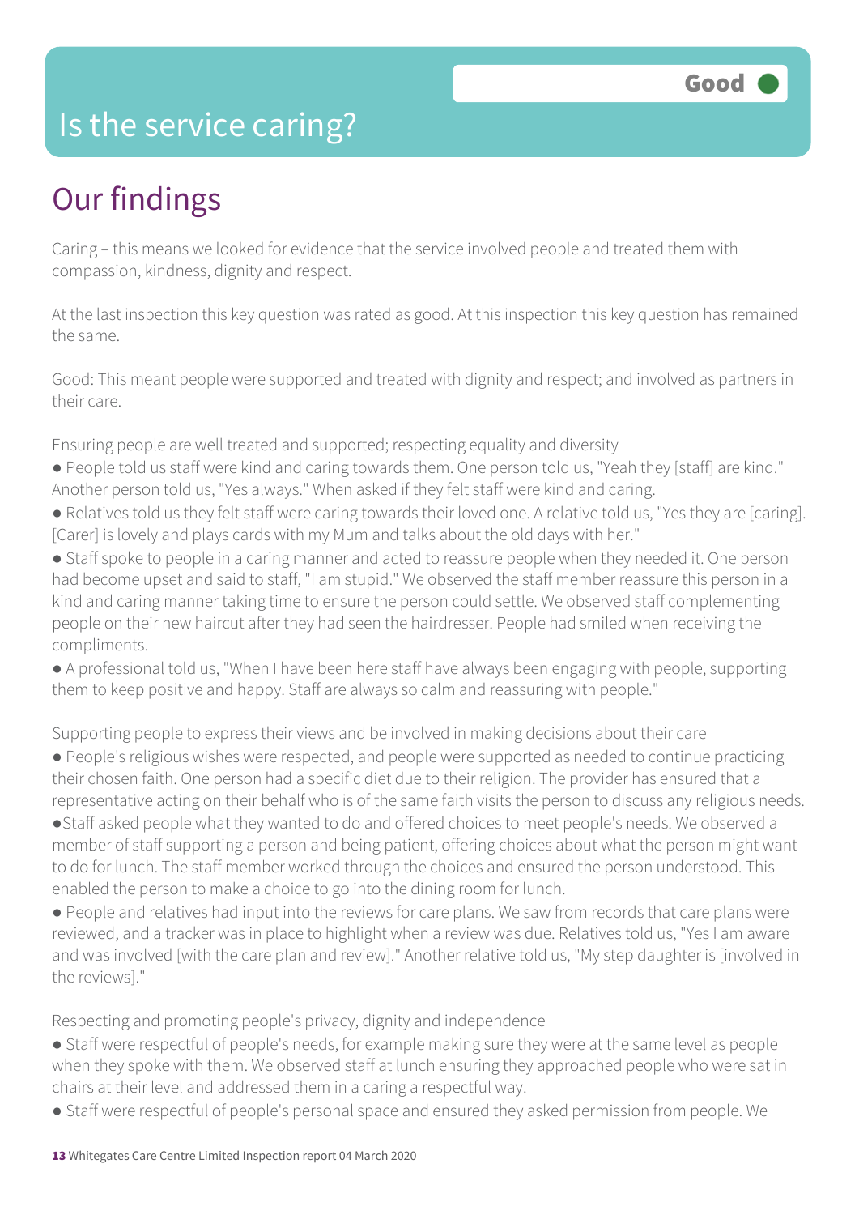# Is the service caring?

Good

## Our findings

Caring – this means we looked for evidence that the service involved people and treated them with compassion, kindness, dignity and respect.

At the last inspection this key question was rated as good. At this inspection this key question has remained the same.

Good: This meant people were supported and treated with dignity and respect; and involved as partners in their care.

Ensuring people are well treated and supported; respecting equality and diversity

- People told us staff were kind and caring towards them. One person told us, "Yeah they [staff] are kind." Another person told us, "Yes always." When asked if they felt staff were kind and caring.
- Relatives told us they felt staff were caring towards their loved one. A relative told us, "Yes they are [caring]. [Carer] is lovely and plays cards with my Mum and talks about the old days with her."
- Staff spoke to people in a caring manner and acted to reassure people when they needed it. One person had become upset and said to staff, "I am stupid." We observed the staff member reassure this person in a kind and caring manner taking time to ensure the person could settle. We observed staff complementing people on their new haircut after they had seen the hairdresser. People had smiled when receiving the compliments.
- A professional told us, "When I have been here staff have always been engaging with people, supporting them to keep positive and happy. Staff are always so calm and reassuring with people."

Supporting people to express their views and be involved in making decisions about their care

- People's religious wishes were respected, and people were supported as needed to continue practicing their chosen faith. One person had a specific diet due to their religion. The provider has ensured that a representative acting on their behalf who is of the same faith visits the person to discuss any religious needs.
- Staff asked people what they wanted to do and offered choices to meet people's needs. We observed a member of staff supporting a person and being patient, offering choices about what the person might want to do for lunch. The staff member worked through the choices and ensured the person understood. This enabled the person to make a choice to go into the dining room for lunch.
- People and relatives had input into the reviews for care plans. We saw from records that care plans were reviewed, and a tracker was in place to highlight when a review was due. Relatives told us, "Yes I am aware and was involved [with the care plan and review]." Another relative told us, "My step daughter is [involved in the reviews]."

Respecting and promoting people's privacy, dignity and independence

- Staff were respectful of people's needs, for example making sure they were at the same level as people when they spoke with them. We observed staff at lunch ensuring they approached people who were sat in chairs at their level and addressed them in a caring a respectful way.
- Staff were respectful of people's personal space and ensured they asked permission from people. We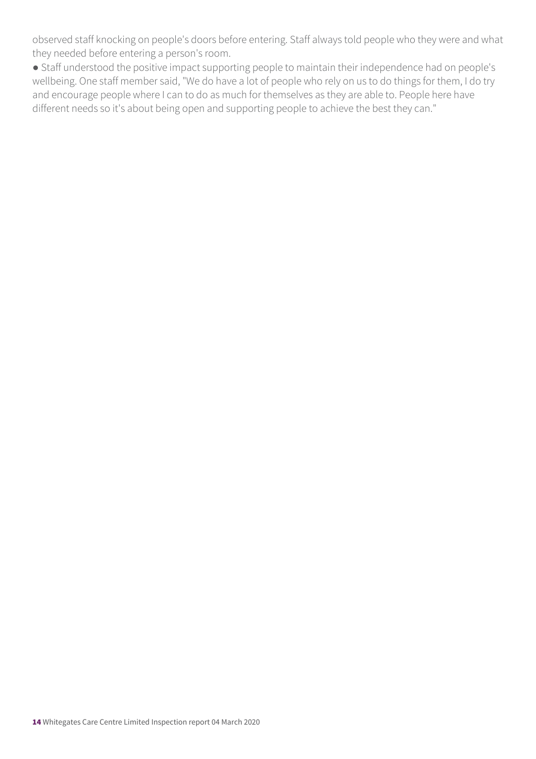observed staff knocking on people's doors before entering. Staff always told people who they were and what they needed before entering a person's room.

- Staff understood the positive impact supporting people to maintain their independence had on people's wellbeing. One staff member said, "We do have a lot of people who rely on us to do things for them, I do try and encourage people where I can to do as much for themselves as they are able to. People here have different needs so it's about being open and supporting people to achieve the best they can."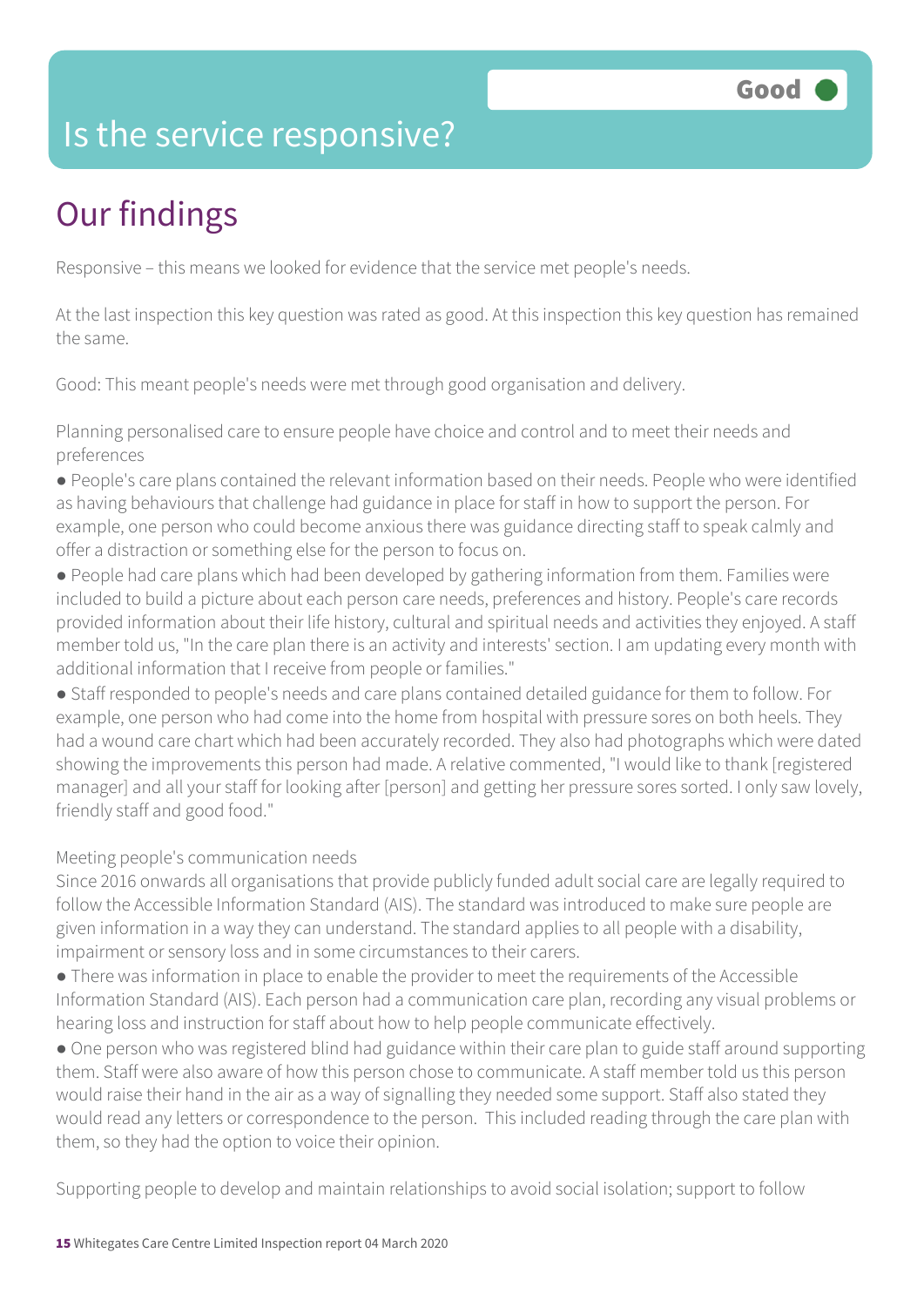# Is the service responsive?

Good

## Our findings

Responsive – this means we looked for evidence that the service met people's needs.

At the last inspection this key question was rated as good. At this inspection this key question has remained the same.

Good: This meant people's needs were met through good organisation and delivery.

Planning personalised care to ensure people have choice and control and to meet their needs and preferences

- People's care plans contained the relevant information based on their needs. People who were identified as having behaviours that challenge had guidance in place for staff in how to support the person. For example, one person who could become anxious there was guidance directing staff to speak calmly and offer a distraction or something else for the person to focus on.
- People had care plans which had been developed by gathering information from them. Families were included to build a picture about each person care needs, preferences and history. People's care records provided information about their life history, cultural and spiritual needs and activities they enjoyed. A staff member told us, "In the care plan there is an activity and interests' section. I am updating every month with additional information that I receive from people or families."
- Staff responded to people's needs and care plans contained detailed guidance for them to follow. For example, one person who had come into the home from hospital with pressure sores on both heels. They had a wound care chart which had been accurately recorded. They also had photographs which were dated showing the improvements this person had made. A relative commented, "I would like to thank [registered manager] and all your staff for looking after [person] and getting her pressure sores sorted. I only saw lovely, friendly staff and good food."

Meeting people's communication needs

Since 2016 onwards all organisations that provide publicly funded adult social care are legally required to follow the Accessible Information Standard (AIS). The standard was introduced to make sure people are given information in a way they can understand. The standard applies to all people with a disability, impairment or sensory loss and in some circumstances to their carers.

- There was information in place to enable the provider to meet the requirements of the Accessible Information Standard (AIS). Each person had a communication care plan, recording any visual problems or hearing loss and instruction for staff about how to help people communicate effectively.
- One person who was registered blind had guidance within their care plan to guide staff around supporting them. Staff were also aware of how this person chose to communicate. A staff member told us this person would raise their hand in the air as a way of signalling they needed some support. Staff also stated they would read any letters or correspondence to the person. This included reading through the care plan with them, so they had the option to voice their opinion.

Supporting people to develop and maintain relationships to avoid social isolation; support to follow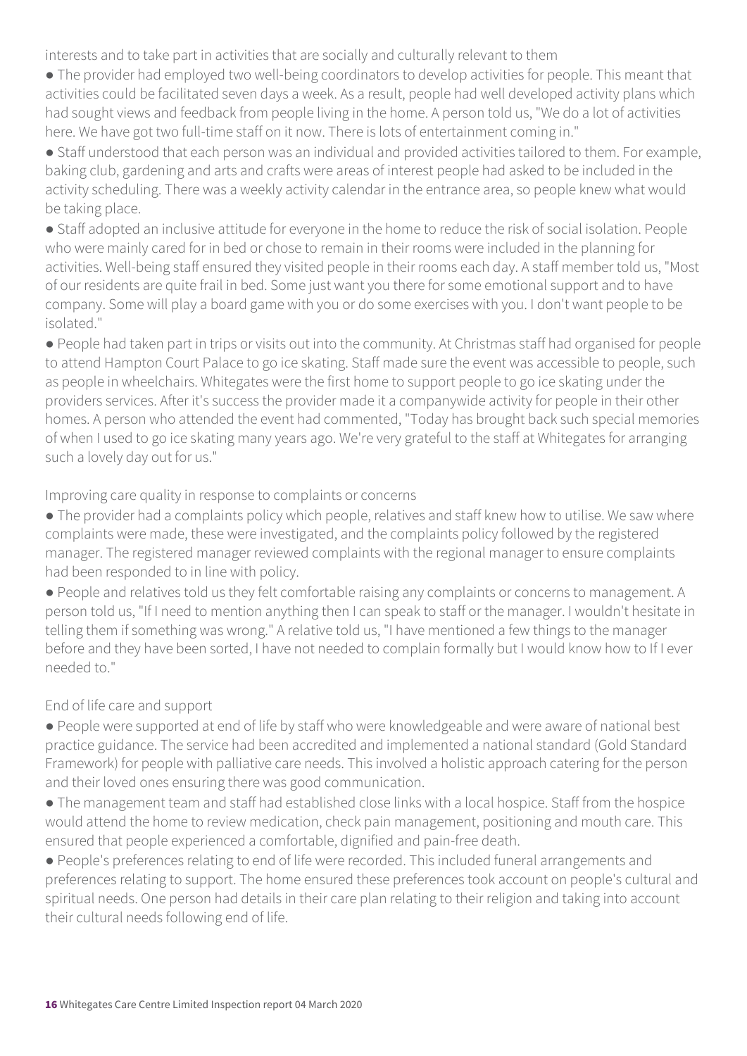interests and to take part in activities that are socially and culturally relevant to them

- The provider had employed two well-being coordinators to develop activities for people. This meant that activities could be facilitated seven days a week. As a result, people had well developed activity plans which had sought views and feedback from people living in the home. A person told us, "We do a lot of activities here. We have got two full-time staff on it now. There is lots of entertainment coming in."
- Staff understood that each person was an individual and provided activities tailored to them. For example, baking club, gardening and arts and crafts were areas of interest people had asked to be included in the activity scheduling. There was a weekly activity calendar in the entrance area, so people knew what would be taking place.
- Staff adopted an inclusive attitude for everyone in the home to reduce the risk of social isolation. People who were mainly cared for in bed or chose to remain in their rooms were included in the planning for activities. Well-being staff ensured they visited people in their rooms each day. A staff member told us, "Most of our residents are quite frail in bed. Some just want you there for some emotional support and to have company. Some will play a board game with you or do some exercises with you. I don't want people to be isolated."
- People had taken part in trips or visits out into the community. At Christmas staff had organised for people to attend Hampton Court Palace to go ice skating. Staff made sure the event was accessible to people, such as people in wheelchairs. Whitegates were the first home to support people to go ice skating under the providers services. After it's success the provider made it a companywide activity for people in their other homes. A person who attended the event had commented, "Today has brought back such special memories of when I used to go ice skating many years ago. We're very grateful to the staff at Whitegates for arranging such a lovely day out for us."

Improving care quality in response to complaints or concerns

- The provider had a complaints policy which people, relatives and staff knew how to utilise. We saw where complaints were made, these were investigated, and the complaints policy followed by the registered manager. The registered manager reviewed complaints with the regional manager to ensure complaints had been responded to in line with policy.
- People and relatives told us they felt comfortable raising any complaints or concerns to management. A person told us, "If I need to mention anything then I can speak to staff or the manager. I wouldn't hesitate in telling them if something was wrong." A relative told us, "I have mentioned a few things to the manager before and they have been sorted, I have not needed to complain formally but I would know how to If I ever needed to."

End of life care and support

- People were supported at end of life by staff who were knowledgeable and were aware of national best practice guidance. The service had been accredited and implemented a national standard (Gold Standard Framework) for people with palliative care needs. This involved a holistic approach catering for the person and their loved ones ensuring there was good communication.
- The management team and staff had established close links with a local hospice. Staff from the hospice would attend the home to review medication, check pain management, positioning and mouth care. This ensured that people experienced a comfortable, dignified and pain-free death.
- People's preferences relating to end of life were recorded. This included funeral arrangements and preferences relating to support. The home ensured these preferences took account on people's cultural and spiritual needs. One person had details in their care plan relating to their religion and taking into account their cultural needs following end of life.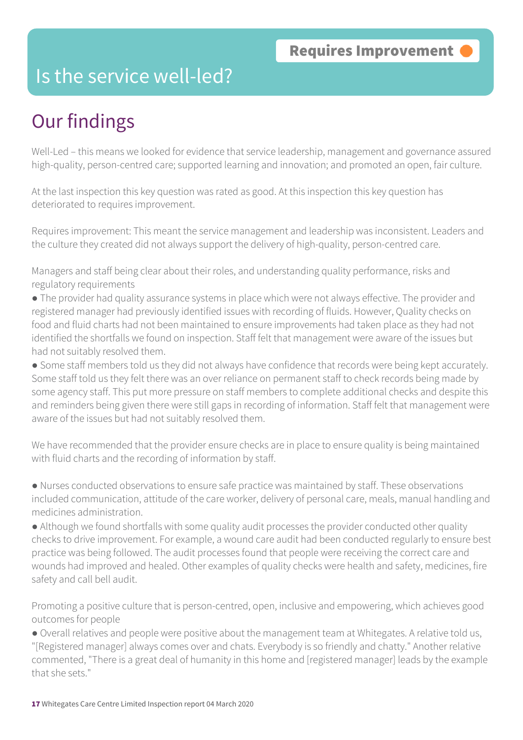Requires Improvement

# Is the service well-led?

## Our findings

Well-Led – this means we looked for evidence that service leadership, management and governance assured high-quality, person-centred care; supported learning and innovation; and promoted an open, fair culture.

At the last inspection this key question was rated as good. At this inspection this key question has deteriorated to requires improvement.

Requires improvement: This meant the service management and leadership was inconsistent. Leaders and the culture they created did not always support the delivery of high-quality, person-centred care.

Managers and staff being clear about their roles, and understanding quality performance, risks and regulatory requirements

- The provider had quality assurance systems in place which were not always effective. The provider and registered manager had previously identified issues with recording of fluids. However, Quality checks on food and fluid charts had not been maintained to ensure improvements had taken place as they had not identified the shortfalls we found on inspection. Staff felt that management were aware of the issues but had not suitably resolved them.
- Some staff members told us they did not always have confidence that records were being kept accurately. Some staff told us they felt there was an over reliance on permanent staff to check records being made by some agency staff. This put more pressure on staff members to complete additional checks and despite this and reminders being given there were still gaps in recording of information. Staff felt that management were aware of the issues but had not suitably resolved them.

We have recommended that the provider ensure checks are in place to ensure quality is being maintained with fluid charts and the recording of information by staff.

- Nurses conducted observations to ensure safe practice was maintained by staff. These observations included communication, attitude of the care worker, delivery of personal care, meals, manual handling and medicines administration.
- Although we found shortfalls with some quality audit processes the provider conducted other quality checks to drive improvement. For example, a wound care audit had been conducted regularly to ensure best practice was being followed. The audit processes found that people were receiving the correct care and wounds had improved and healed. Other examples of quality checks were health and safety, medicines, fire safety and call bell audit.

Promoting a positive culture that is person-centred, open, inclusive and empowering, which achieves good outcomes for people

- Overall relatives and people were positive about the management team at Whitegates. A relative told us, "[Registered manager] always comes over and chats. Everybody is so friendly and chatty." Another relative commented, "There is a great deal of humanity in this home and [registered manager] leads by the example that she sets."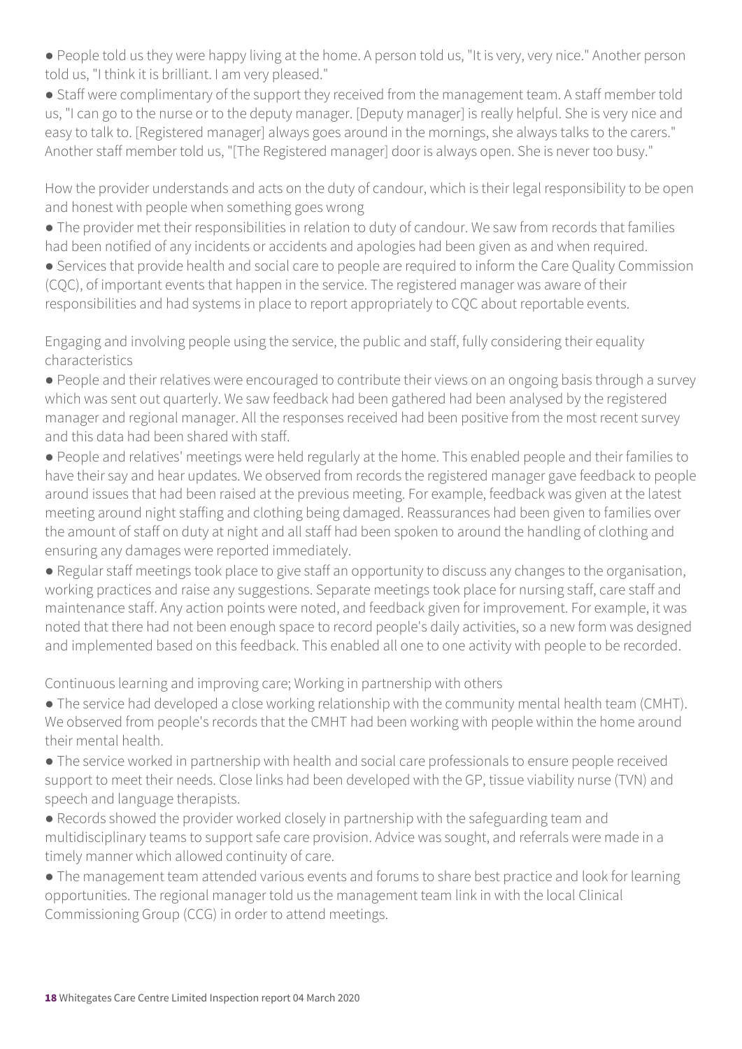- People told us they were happy living at the home. A person told us, "It is very, very nice." Another person told us, "I think it is brilliant. I am very pleased."
- Staff were complimentary of the support they received from the management team. A staff member told us, "I can go to the nurse or to the deputy manager. [Deputy manager] is really helpful. She is very nice and easy to talk to. [Registered manager] always goes around in the mornings, she always talks to the carers." Another staff member told us, "[The Registered manager] door is always open. She is never too busy."

How the provider understands and acts on the duty of candour, which is their legal responsibility to be open and honest with people when something goes wrong

- The provider met their responsibilities in relation to duty of candour. We saw from records that families had been notified of any incidents or accidents and apologies had been given as and when required.
- Services that provide health and social care to people are required to inform the Care Quality Commission (CQC), of important events that happen in the service. The registered manager was aware of their responsibilities and had systems in place to report appropriately to CQC about reportable events.

Engaging and involving people using the service, the public and staff, fully considering their equality characteristics

- People and their relatives were encouraged to contribute their views on an ongoing basis through a survey which was sent out quarterly. We saw feedback had been gathered had been analysed by the registered manager and regional manager. All the responses received had been positive from the most recent survey and this data had been shared with staff.
- People and relatives' meetings were held regularly at the home. This enabled people and their families to have their say and hear updates. We observed from records the registered manager gave feedback to people around issues that had been raised at the previous meeting. For example, feedback was given at the latest meeting around night staffing and clothing being damaged. Reassurances had been given to families over the amount of staff on duty at night and all staff had been spoken to around the handling of clothing and ensuring any damages were reported immediately.
- Regular staff meetings took place to give staff an opportunity to discuss any changes to the organisation, working practices and raise any suggestions. Separate meetings took place for nursing staff, care staff and maintenance staff. Any action points were noted, and feedback given for improvement. For example, it was noted that there had not been enough space to record people's daily activities, so a new form was designed and implemented based on this feedback. This enabled all one to one activity with people to be recorded.

Continuous learning and improving care; Working in partnership with others

- The service had developed a close working relationship with the community mental health team (CMHT). We observed from people's records that the CMHT had been working with people within the home around their mental health.
- The service worked in partnership with health and social care professionals to ensure people received support to meet their needs. Close links had been developed with the GP, tissue viability nurse (TVN) and speech and language therapists.
- Records showed the provider worked closely in partnership with the safeguarding team and multidisciplinary teams to support safe care provision. Advice was sought, and referrals were made in a timely manner which allowed continuity of care.
- The management team attended various events and forums to share best practice and look for learning opportunities. The regional manager told us the management team link in with the local Clinical Commissioning Group (CCG) in order to attend meetings.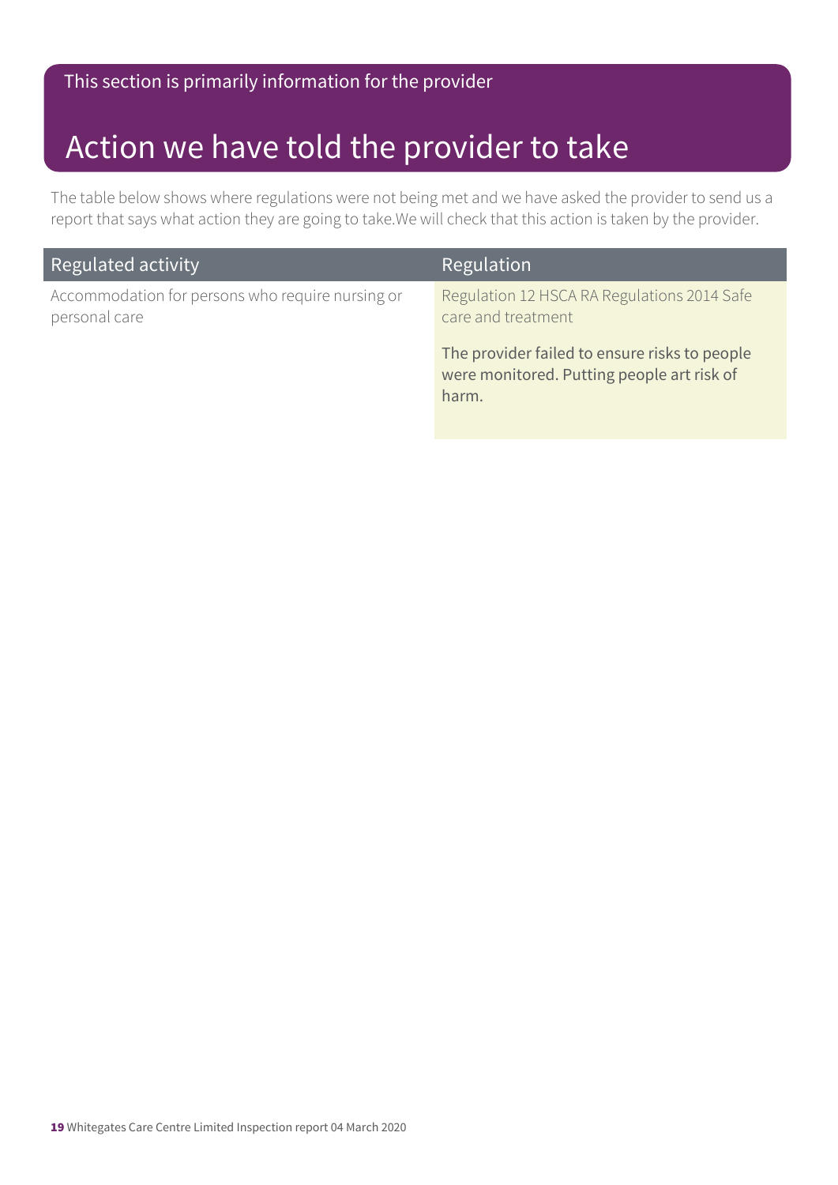This section is primarily information for the provider

# Action we have told the provider to take

The table below shows where regulations were not being met and we have asked the provider to send us a report that says what action they are going to take.We will check that this action is taken by the provider.

| Regulated activity | Regulation |
| --- | --- |
| Accommodation for persons who require nursing or personal care | Regulation 12 HSCA RA Regulations 2014 Safe care and treatment<br><br>The provider failed to ensure risks to people were monitored. Putting people art risk of harm. |